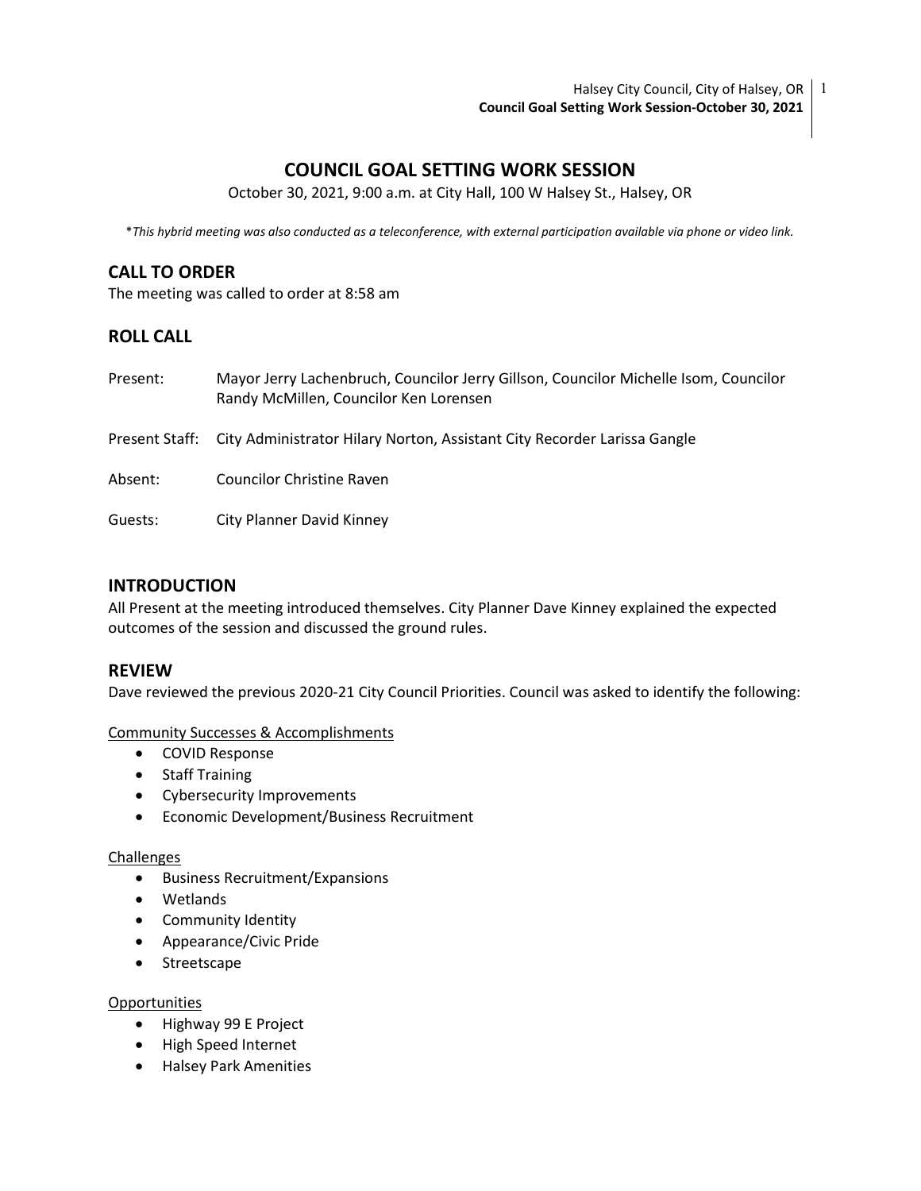# COUNCIL GOAL SETTING WORK SESSION

October 30, 2021, 9:00 a.m. at City Hall, 100 W Halsey St., Halsey, OR

*\*This hybrid meeting was also conducted as a teleconference, with external participation available via phone or video link.*

## CALL TO ORDER

The meeting was called to order at 8:58 am

## ROLL CALL

Present: Mayor Jerry Lachenbruch, Councilor Jerry Gillson, Councilor Michelle Isom, Councilor Randy McMillen, Councilor Ken Lorensen

Present Staff: City Administrator Hilary Norton, Assistant City Recorder Larissa Gangle

Absent: Councilor Christine Raven

Guests: City Planner David Kinney

## INTRODUCTION

All Present at the meeting introduced themselves. City Planner Dave Kinney explained the expected outcomes of the session and discussed the ground rules.

## REVIEW

Dave reviewed the previous 2020-21 City Council Priorities. Council was asked to identify the following:

Community Successes & Accomplishments

- COVID Response
- Staff Training
- Cybersecurity Improvements
- Economic Development/Business Recruitment

Challenges

- Business Recruitment/Expansions
- Wetlands
- Community Identity
- Appearance/Civic Pride
- Streetscape

Opportunities

- Highway 99 E Project
- High Speed Internet
- Halsey Park Amenities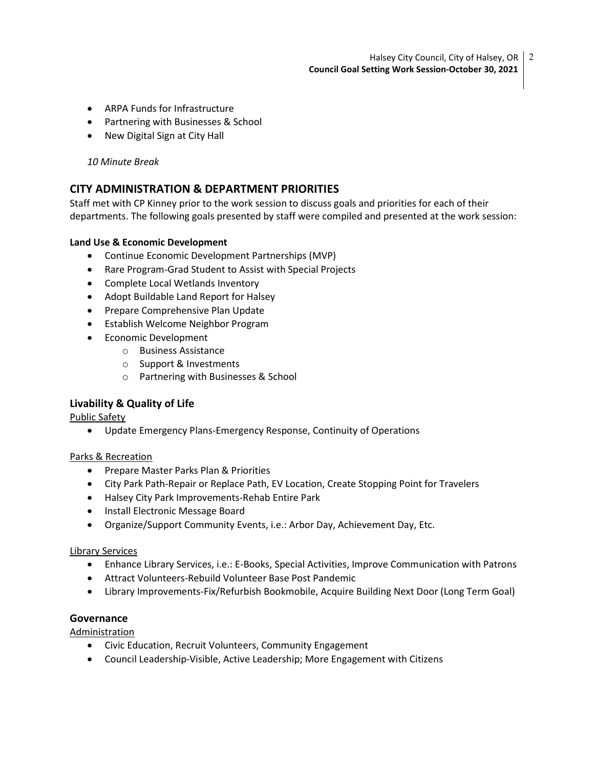- ARPA Funds for Infrastructure
- Partnering with Businesses & School
- New Digital Sign at City Hall

*10 Minute Break*

## CITY ADMINISTRATION & DEPARTMENT PRIORITIES

Staff met with CP Kinney prior to the work session to discuss goals and priorities for each of their departments. The following goals presented by staff were compiled and presented at the work session:

**Land Use & Economic Development**

- Continue Economic Development Partnerships (MVP)
- Rare Program-Grad Student to Assist with Special Projects
- Complete Local Wetlands Inventory
- Adopt Buildable Land Report for Halsey
- Prepare Comprehensive Plan Update
- Establish Welcome Neighbor Program
- Economic Development
    - Business Assistance
    - Support & Investments
    - Partnering with Businesses & School

### Livability & Quality of Life

Public Safety

- Update Emergency Plans-Emergency Response, Continuity of Operations

Parks & Recreation

- Prepare Master Parks Plan & Priorities
- City Park Path-Repair or Replace Path, EV Location, Create Stopping Point for Travelers
- Halsey City Park Improvements-Rehab Entire Park
- Install Electronic Message Board
- Organize/Support Community Events, i.e.: Arbor Day, Achievement Day, Etc.

Library Services

- Enhance Library Services, i.e.: E-Books, Special Activities, Improve Communication with Patrons
- Attract Volunteers-Rebuild Volunteer Base Post Pandemic
- Library Improvements-Fix/Refurbish Bookmobile, Acquire Building Next Door (Long Term Goal)

### Governance

Administration

- Civic Education, Recruit Volunteers, Community Engagement
- Council Leadership-Visible, Active Leadership; More Engagement with Citizens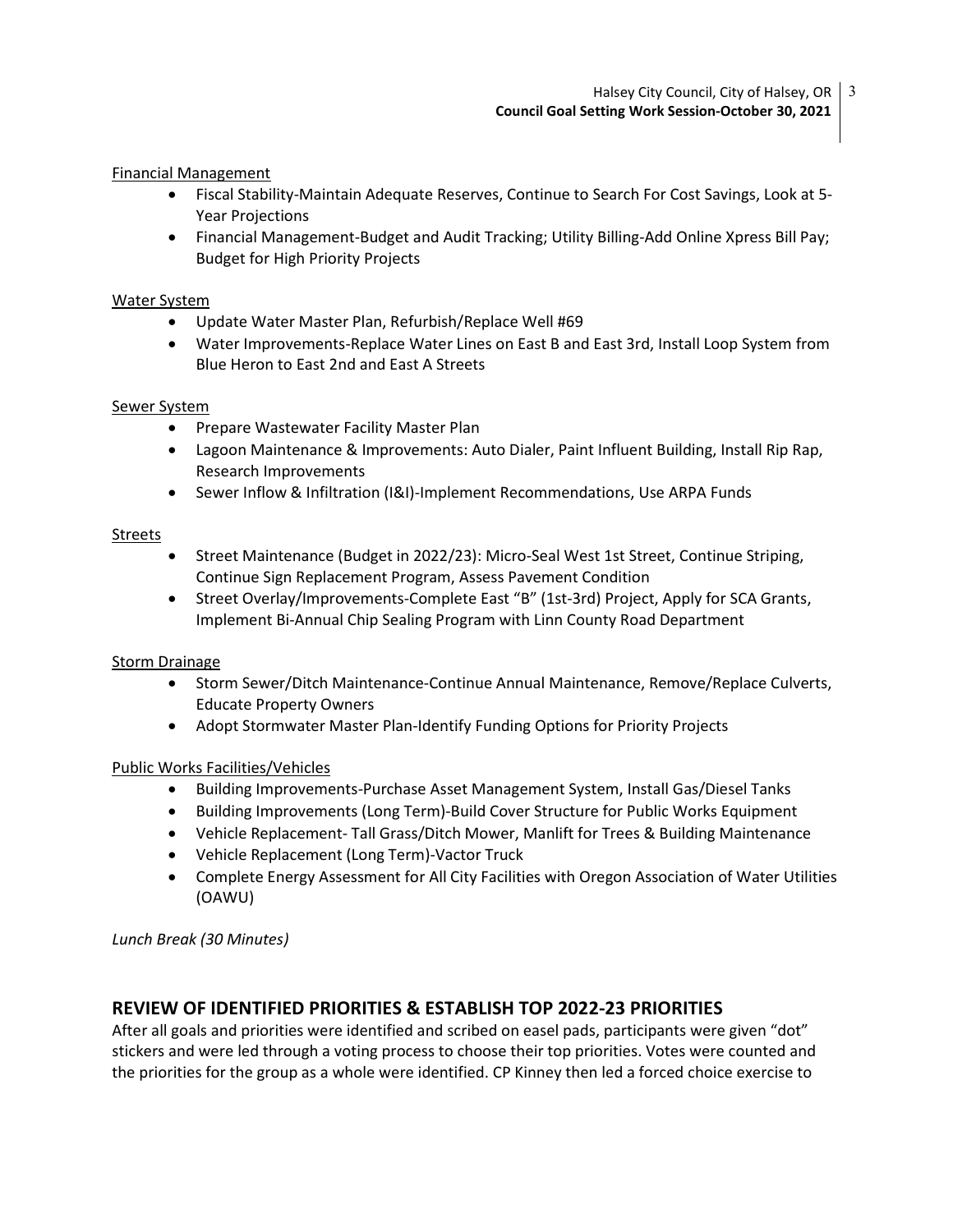Financial Management

- Fiscal Stability-Maintain Adequate Reserves, Continue to Search For Cost Savings, Look at 5-Year Projections
- Financial Management-Budget and Audit Tracking; Utility Billing-Add Online Xpress Bill Pay; Budget for High Priority Projects

Water System

- Update Water Master Plan, Refurbish/Replace Well #69
- Water Improvements-Replace Water Lines on East B and East 3rd, Install Loop System from Blue Heron to East 2nd and East A Streets

Sewer System

- Prepare Wastewater Facility Master Plan
- Lagoon Maintenance & Improvements: Auto Dialer, Paint Influent Building, Install Rip Rap, Research Improvements
- Sewer Inflow & Infiltration (I&I)-Implement Recommendations, Use ARPA Funds

Streets

- Street Maintenance (Budget in 2022/23): Micro-Seal West 1st Street, Continue Striping, Continue Sign Replacement Program, Assess Pavement Condition
- Street Overlay/Improvements-Complete East "B" (1st-3rd) Project, Apply for SCA Grants, Implement Bi-Annual Chip Sealing Program with Linn County Road Department

Storm Drainage

- Storm Sewer/Ditch Maintenance-Continue Annual Maintenance, Remove/Replace Culverts, Educate Property Owners
- Adopt Stormwater Master Plan-Identify Funding Options for Priority Projects

Public Works Facilities/Vehicles

- Building Improvements-Purchase Asset Management System, Install Gas/Diesel Tanks
- Building Improvements (Long Term)-Build Cover Structure for Public Works Equipment
- Vehicle Replacement- Tall Grass/Ditch Mower, Manlift for Trees & Building Maintenance
- Vehicle Replacement (Long Term)-Vactor Truck
- Complete Energy Assessment for All City Facilities with Oregon Association of Water Utilities (OAWU)

*Lunch Break (30 Minutes)*

## REVIEW OF IDENTIFIED PRIORITIES & ESTABLISH TOP 2022-23 PRIORITIES

After all goals and priorities were identified and scribed on easel pads, participants were given "dot" stickers and were led through a voting process to choose their top priorities. Votes were counted and the priorities for the group as a whole were identified. CP Kinney then led a forced choice exercise to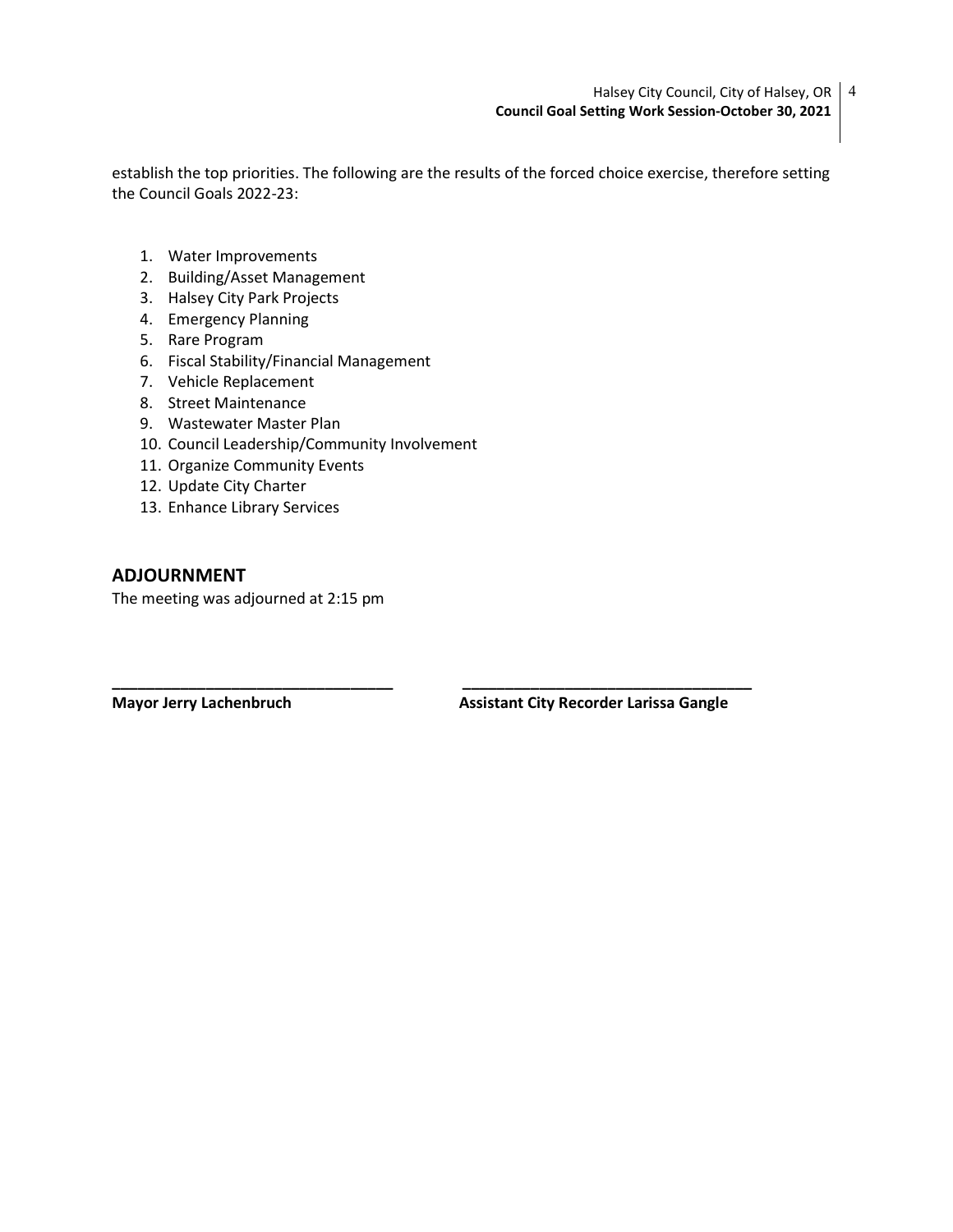establish the top priorities. The following are the results of the forced choice exercise, therefore setting the Council Goals 2022-23:

1. Water Improvements
2. Building/Asset Management
3. Halsey City Park Projects
4. Emergency Planning
5. Rare Program
6. Fiscal Stability/Financial Management
7. Vehicle Replacement
8. Street Maintenance
9. Wastewater Master Plan
10. Council Leadership/Community Involvement
11. Organize Community Events
12. Update City Charter
13. Enhance Library Services

## ADJOURNMENT

The meeting was adjourned at 2:15 pm

\_\_\_\_\_\_\_\_\_\_\_\_\_\_\_\_\_\_\_\_\_\_\_\_\_\_\_\_\_\_\_\_ \_\_\_\_\_\_\_\_\_\_\_\_\_\_\_\_\_\_\_\_\_\_\_\_\_\_\_\_\_\_\_\_

**Mayor Jerry Lachenbruch** **Assistant City Recorder Larissa Gangle**